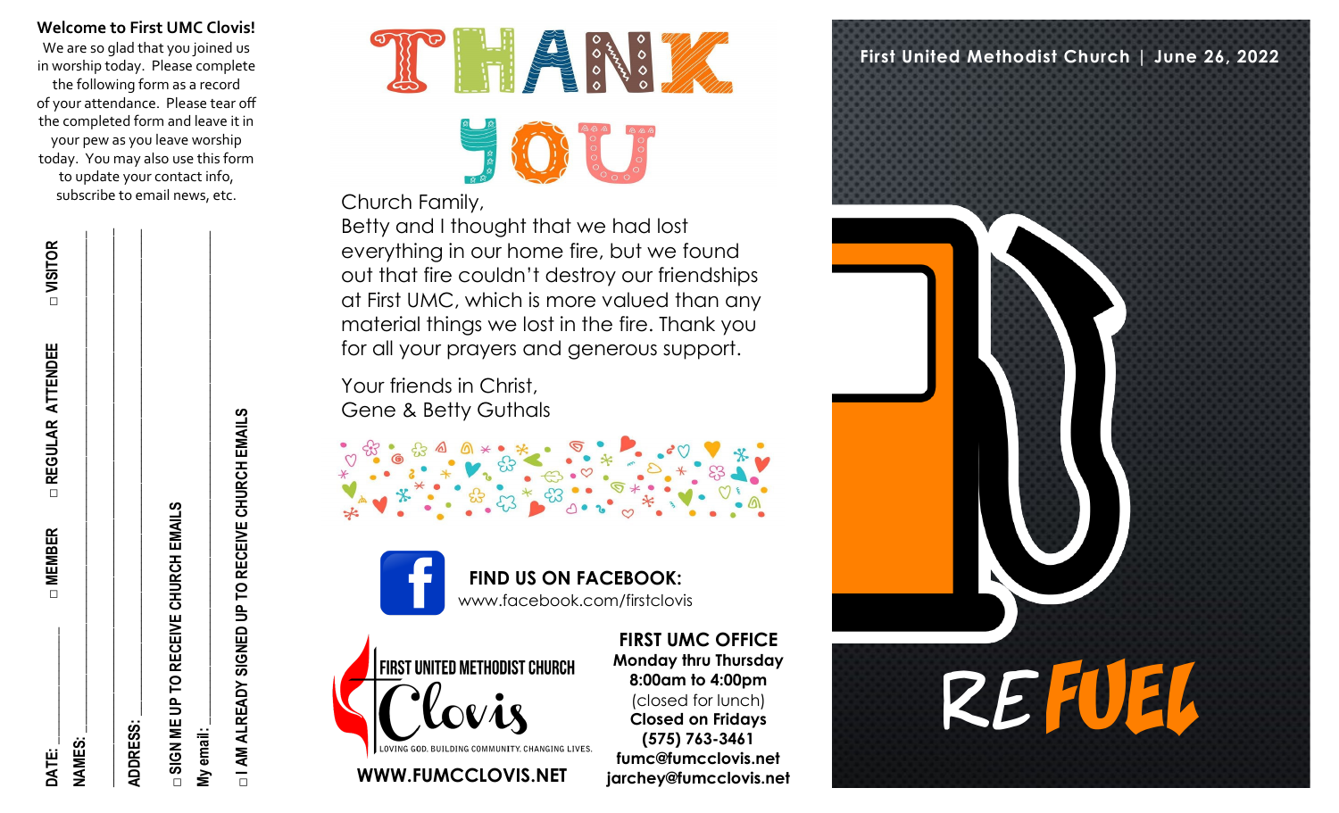**Welcome to First UMC Clovis!**

We are so glad that you joined us in worship today. Please complete the following form as a record of your attendance. Please tear off the completed form and leave it in your pew as you leave worship today. You may also use this form to update your contact info, subscribe to email news, etc.

DATE: ____________ □ MEMBER □ REGULAR ATTENDEE □ VISITOR

NAMES: ______________________________

______________________________

ADDRESS: ______________________________

______________________________

□ SIGN ME UP TO RECEIVE CHURCH EMAILS

My email: ______________________________

□ I AM ALREADY SIGNED UP TO RECEIVE CHURCH EMAILS

# THANK YOU

Church Family,

Betty and I thought that we had lost everything in our home fire, but we found out that fire couldn't destroy our friendships at First UMC, which is more valued than any material things we lost in the fire. Thank you for all your prayers and generous support.

Your friends in Christ,
Gene & Betty Guthals

**FIND US ON FACEBOOK:**
www.facebook.com/firstclovis

FIRST UNITED METHODIST CHURCH
Clovis
LOVING GOD. BUILDING COMMUNITY. CHANGING LIVES.

**WWW.FUMCCLOVIS.NET**

**FIRST UMC OFFICE**
**Monday thru Thursday**
**8:00am to 4:00pm**
(closed for lunch)
**Closed on Fridays**
**(575) 763-3461**
**fumc@fumcclovis.net**
**jarchey@fumcclovis.net**

**First United Methodist Church | June 26, 2022**

# REFUEL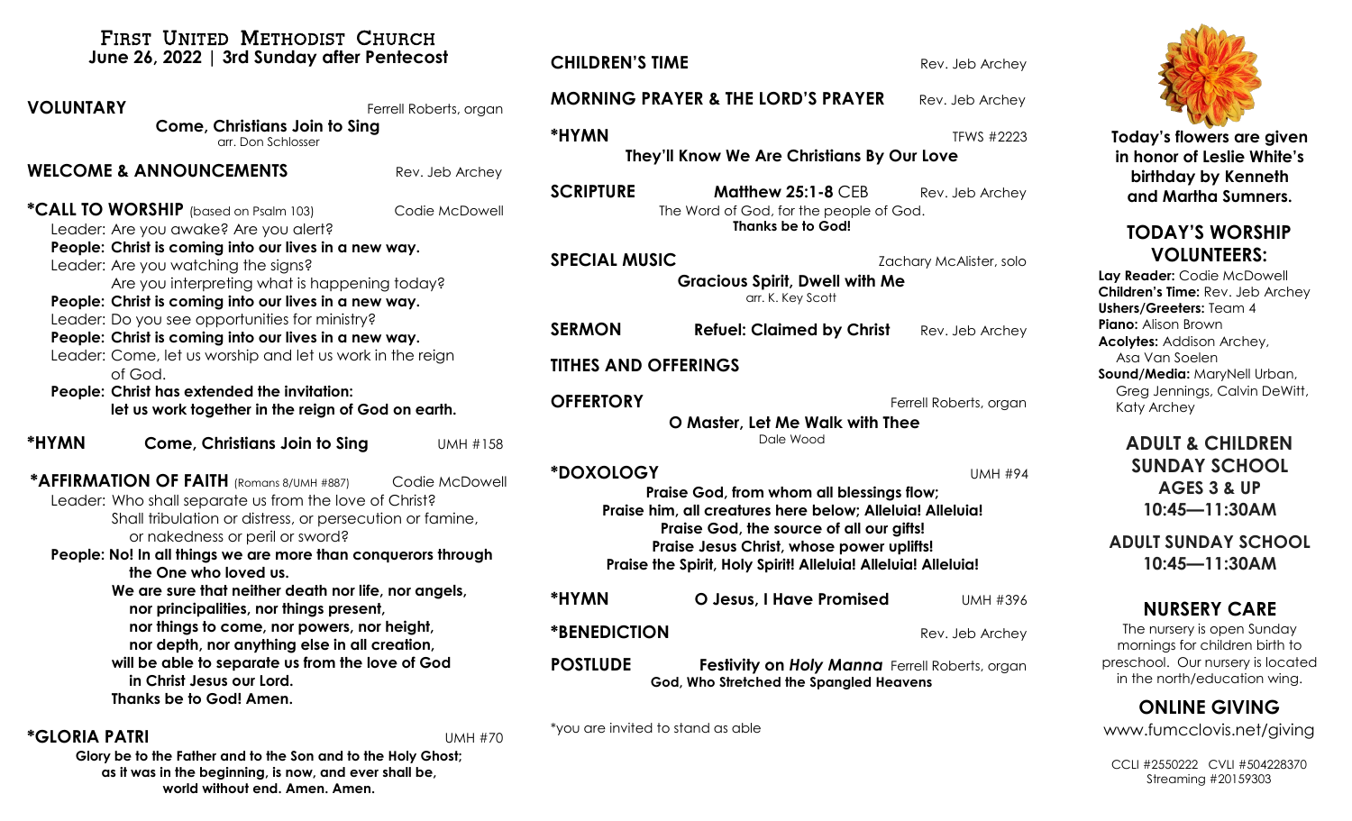# FIRST UNITED METHODIST CHURCH

## June 26, 2022 | 3rd Sunday after Pentecost

**VOLUNTARY** Ferrell Roberts, organ

**Come, Christians Join to Sing**
arr. Don Schlosser

**WELCOME & ANNOUNCEMENTS** Rev. Jeb Archey

***CALL TO WORSHIP** (based on Psalm 103) Codie McDowell

Leader: Are you awake? Are you alert?
**People: Christ is coming into our lives in a new way.**
Leader: Are you watching the signs?
Are you interpreting what is happening today?
**People: Christ is coming into our lives in a new way.**
Leader: Do you see opportunities for ministry?
**People: Christ is coming into our lives in a new way.**
Leader: Come, let us worship and let us work in the reign of God.
**People: Christ has extended the invitation:**
**let us work together in the reign of God on earth.**

***HYMN** **Come, Christians Join to Sing** UMH #158

***AFFIRMATION OF FAITH** (Romans 8/UMH #887) Codie McDowell

Leader: Who shall separate us from the love of Christ?
Shall tribulation or distress, or persecution or famine, or nakedness or peril or sword?
**People: No! In all things we are more than conquerors through the One who loved us.**
**We are sure that neither death nor life, nor angels,**
**nor principalities, nor things present,**
**nor things to come, nor powers, nor height,**
**nor depth, nor anything else in all creation,**
**will be able to separate us from the love of God**
**in Christ Jesus our Lord.**
**Thanks be to God! Amen.**

***GLORIA PATRI** UMH #70

**Glory be to the Father and to the Son and to the Holy Ghost;**
**as it was in the beginning, is now, and ever shall be,**
**world without end. Amen. Amen.**

**CHILDREN'S TIME** Rev. Jeb Archey

**MORNING PRAYER & THE LORD'S PRAYER** Rev. Jeb Archey

***HYMN** TFWS #2223

**They'll Know We Are Christians By Our Love**

**SCRIPTURE** **Matthew 25:1-8** CEB Rev. Jeb Archey

The Word of God, for the people of God.
**Thanks be to God!**

**SPECIAL MUSIC** Zachary McAlister, solo

**Gracious Spirit, Dwell with Me**
arr. K. Key Scott

**SERMON** **Refuel: Claimed by Christ** Rev. Jeb Archey

**TITHES AND OFFERINGS**

**OFFERTORY** Ferrell Roberts, organ

**O Master, Let Me Walk with Thee**
Dale Wood

***DOXOLOGY** UMH #94

**Praise God, from whom all blessings flow;**
**Praise him, all creatures here below; Alleluia! Alleluia!**
**Praise God, the source of all our gifts!**
**Praise Jesus Christ, whose power uplifts!**
**Praise the Spirit, Holy Spirit! Alleluia! Alleluia! Alleluia!**

***HYMN** **O Jesus, I Have Promised** UMH #396

***BENEDICTION** Rev. Jeb Archey

**POSTLUDE** **Festivity on *Holy Manna*** Ferrell Roberts, organ
**God, Who Stretched the Spangled Heavens**

*you are invited to stand as able

**Today's flowers are given in honor of Leslie White's birthday by Kenneth and Martha Sumners.**

## TODAY'S WORSHIP VOLUNTEERS:

**Lay Reader:** Codie McDowell
**Children's Time:** Rev. Jeb Archey
**Ushers/Greeters:** Team 4
**Piano:** Alison Brown
**Acolytes:** Addison Archey, Asa Van Soelen
**Sound/Media:** MaryNell Urban, Greg Jennings, Calvin DeWitt, Katy Archey

## ADULT & CHILDREN SUNDAY SCHOOL AGES 3 & UP 10:45—11:30AM

## ADULT SUNDAY SCHOOL 10:45—11:30AM

## NURSERY CARE

The nursery is open Sunday mornings for children birth to preschool. Our nursery is located in the north/education wing.

## ONLINE GIVING

www.fumcclovis.net/giving

CCLI #2550222 CVLI #504228370
Streaming #20159303